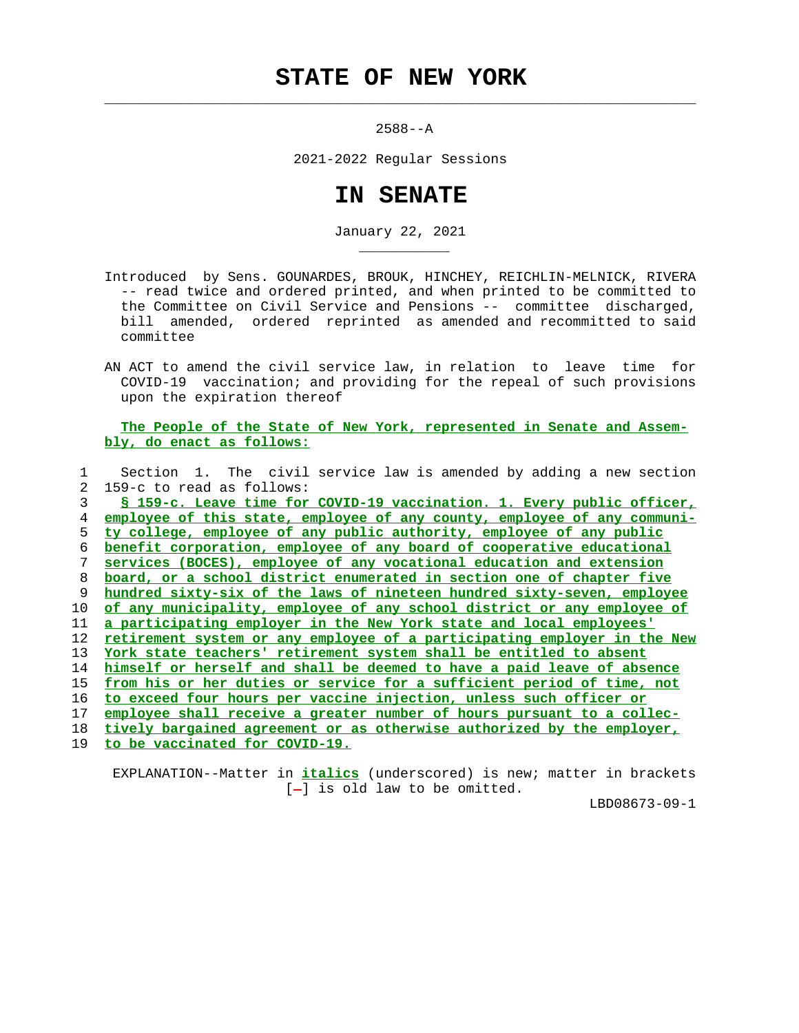# STATE OF NEW YORK

2588--A

2021-2022 Regular Sessions

# IN SENATE

January 22, 2021

Introduced by Sens. GOUNARDES, BROUK, HINCHEY, REICHLIN-MELNICK, RIVERA -- read twice and ordered printed, and when printed to be committed to the Committee on Civil Service and Pensions -- committee discharged, bill amended, ordered reprinted as amended and recommitted to said committee

AN ACT to amend the civil service law, in relation to leave time for COVID-19 vaccination; and providing for the repeal of such provisions upon the expiration thereof

**The People of the State of New York, represented in Senate and Assembly, do enact as follows:**

1 Section 1. The civil service law is amended by adding a new section
2 159-c to read as follows:
3 **§ 159-c. Leave time for COVID-19 vaccination. 1. Every public officer,**
4 **employee of this state, employee of any county, employee of any communi-**
5 **ty college, employee of any public authority, employee of any public**
6 **benefit corporation, employee of any board of cooperative educational**
7 **services (BOCES), employee of any vocational education and extension**
8 **board, or a school district enumerated in section one of chapter five**
9 **hundred sixty-six of the laws of nineteen hundred sixty-seven, employee**
10 **of any municipality, employee of any school district or any employee of**
11 **a participating employer in the New York state and local employees'**
12 **retirement system or any employee of a participating employer in the New**
13 **York state teachers' retirement system shall be entitled to absent**
14 **himself or herself and shall be deemed to have a paid leave of absence**
15 **from his or her duties or service for a sufficient period of time, not**
16 **to exceed four hours per vaccine injection, unless such officer or**
17 **employee shall receive a greater number of hours pursuant to a collec-**
18 **tively bargained agreement or as otherwise authorized by the employer,**
19 **to be vaccinated for COVID-19.**

EXPLANATION--Matter in ***italics*** (underscored) is new; matter in brackets [-] is old law to be omitted.

LBD08673-09-1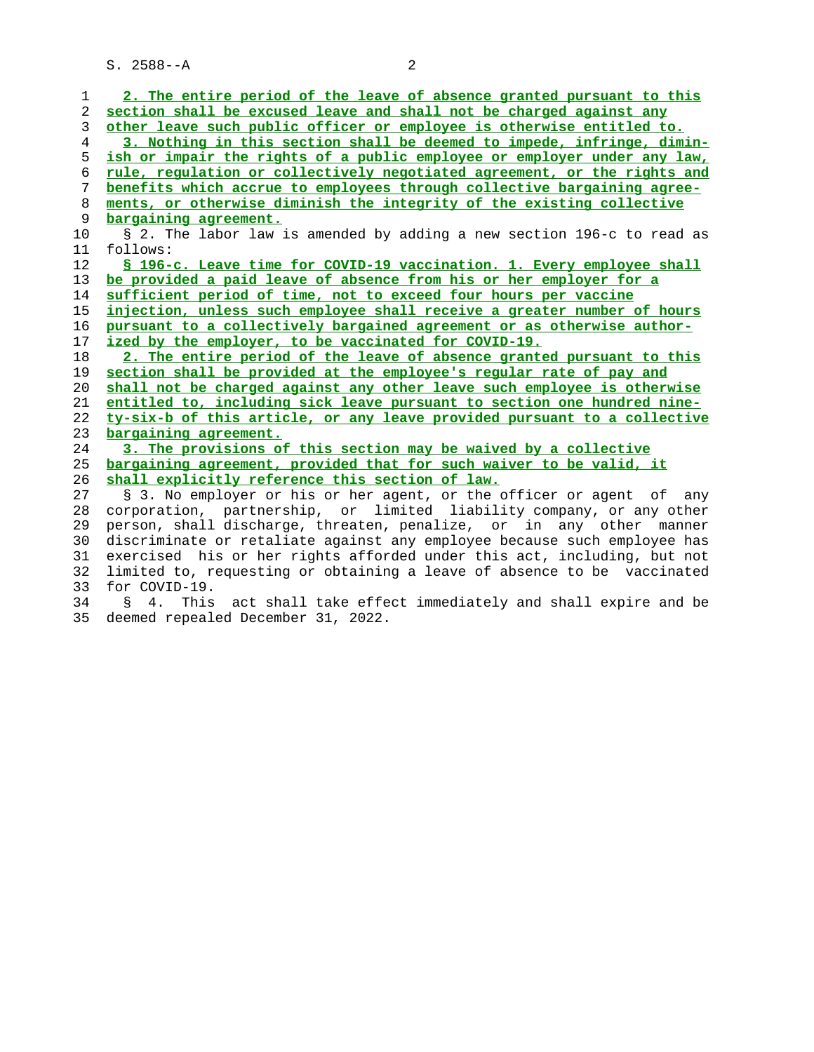2. The entire period of the leave of absence granted pursuant to this section shall be excused leave and shall not be charged against any other leave such public officer or employee is otherwise entitled to.

3. Nothing in this section shall be deemed to impede, infringe, diminish or impair the rights of a public employee or employer under any law, rule, regulation or collectively negotiated agreement, or the rights and benefits which accrue to employees through collective bargaining agreements, or otherwise diminish the integrity of the existing collective bargaining agreement.

§ 2. The labor law is amended by adding a new section 196-c to read as follows:

§ 196-c. Leave time for COVID-19 vaccination. 1. Every employee shall be provided a paid leave of absence from his or her employer for a sufficient period of time, not to exceed four hours per vaccine injection, unless such employee shall receive a greater number of hours pursuant to a collectively bargained agreement or as otherwise authorized by the employer, to be vaccinated for COVID-19.

2. The entire period of the leave of absence granted pursuant to this section shall be provided at the employee's regular rate of pay and shall not be charged against any other leave such employee is otherwise entitled to, including sick leave pursuant to section one hundred ninety-six-b of this article, or any leave provided pursuant to a collective bargaining agreement.

3. The provisions of this section may be waived by a collective bargaining agreement, provided that for such waiver to be valid, it shall explicitly reference this section of law.

§ 3. No employer or his or her agent, or the officer or agent of any corporation, partnership, or limited liability company, or any other person, shall discharge, threaten, penalize, or in any other manner discriminate or retaliate against any employee because such employee has exercised his or her rights afforded under this act, including, but not limited to, requesting or obtaining a leave of absence to be vaccinated for COVID-19.

§ 4. This act shall take effect immediately and shall expire and be deemed repealed December 31, 2022.